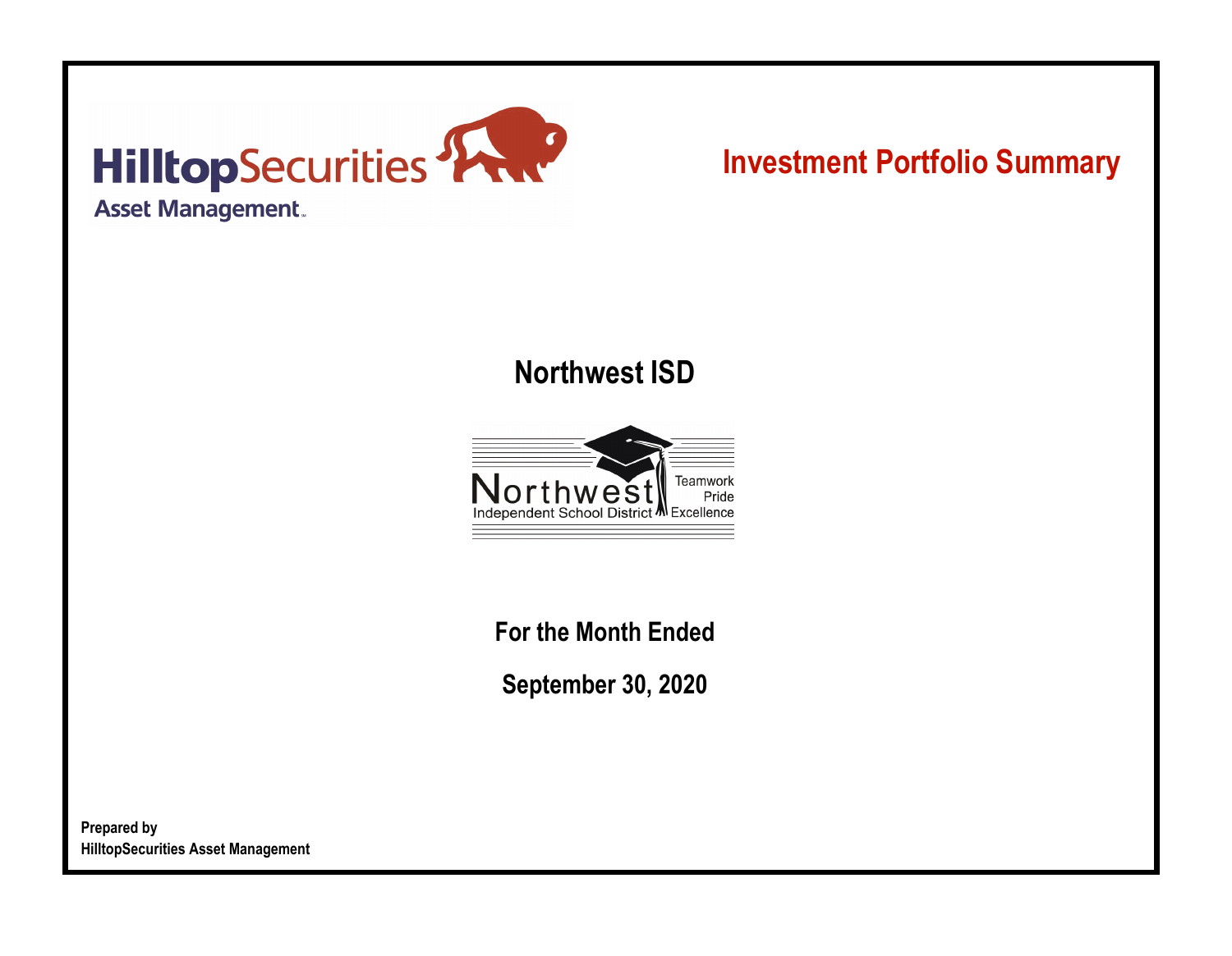HilltopSecurities Asset Management

# Investment Portfolio Summary

## Northwest ISD

Northwest Independent School District

Teamwork Pride Excellence

**For the Month Ended**

**September 30, 2020**

**Prepared by**
**HilltopSecurities Asset Management**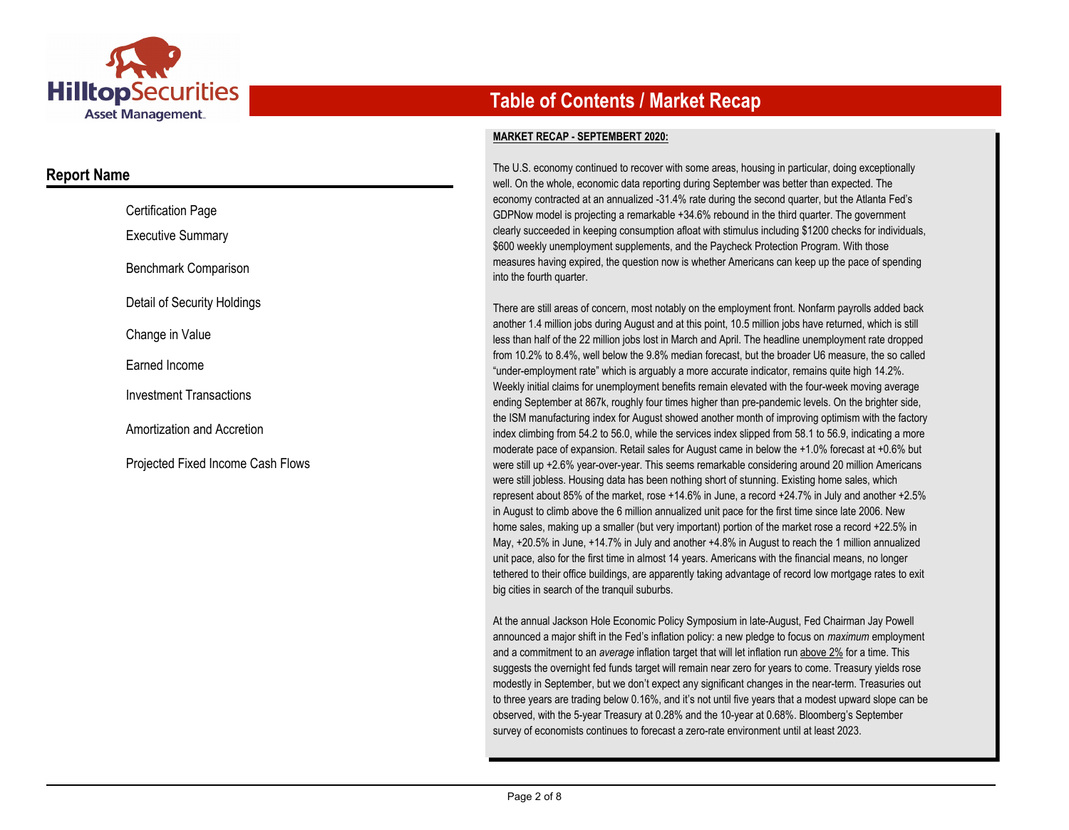# Table of Contents / Market Recap

## Report Name

- Certification Page
- Executive Summary
- Benchmark Comparison
- Detail of Security Holdings
- Change in Value
- Earned Income
- Investment Transactions
- Amortization and Accretion
- Projected Fixed Income Cash Flows

**MARKET RECAP - SEPTEMBERT 2020:**

The U.S. economy continued to recover with some areas, housing in particular, doing exceptionally well. On the whole, economic data reporting during September was better than expected. The economy contracted at an annualized -31.4% rate during the second quarter, but the Atlanta Fed's GDPNow model is projecting a remarkable +34.6% rebound in the third quarter. The government clearly succeeded in keeping consumption afloat with stimulus including $1200 checks for individuals, $600 weekly unemployment supplements, and the Paycheck Protection Program. With those measures having expired, the question now is whether Americans can keep up the pace of spending into the fourth quarter.

There are still areas of concern, most notably on the employment front. Nonfarm payrolls added back another 1.4 million jobs during August and at this point, 10.5 million jobs have returned, which is still less than half of the 22 million jobs lost in March and April. The headline unemployment rate dropped from 10.2% to 8.4%, well below the 9.8% median forecast, but the broader U6 measure, the so called "under-employment rate" which is arguably a more accurate indicator, remains quite high 14.2%. Weekly initial claims for unemployment benefits remain elevated with the four-week moving average ending September at 867k, roughly four times higher than pre-pandemic levels. On the brighter side, the ISM manufacturing index for August showed another month of improving optimism with the factory index climbing from 54.2 to 56.0, while the services index slipped from 58.1 to 56.9, indicating a more moderate pace of expansion. Retail sales for August came in below the +1.0% forecast at +0.6% but were still up +2.6% year-over-year. This seems remarkable considering around 20 million Americans were still jobless. Housing data has been nothing short of stunning. Existing home sales, which represent about 85% of the market, rose +14.6% in June, a record +24.7% in July and another +2.5% in August to climb above the 6 million annualized unit pace for the first time since late 2006. New home sales, making up a smaller (but very important) portion of the market rose a record +22.5% in May, +20.5% in June, +14.7% in July and another +4.8% in August to reach the 1 million annualized unit pace, also for the first time in almost 14 years. Americans with the financial means, no longer tethered to their office buildings, are apparently taking advantage of record low mortgage rates to exit big cities in search of the tranquil suburbs.

At the annual Jackson Hole Economic Policy Symposium in late-August, Fed Chairman Jay Powell announced a major shift in the Fed's inflation policy: a new pledge to focus on *maximum* employment and a commitment to an *average* inflation target that will let inflation run <u>above 2%</u> for a time. This suggests the overnight fed funds target will remain near zero for years to come. Treasury yields rose modestly in September, but we don't expect any significant changes in the near-term. Treasuries out to three years are trading below 0.16%, and it's not until five years that a modest upward slope can be observed, with the 5-year Treasury at 0.28% and the 10-year at 0.68%. Bloomberg's September survey of economists continues to forecast a zero-rate environment until at least 2023.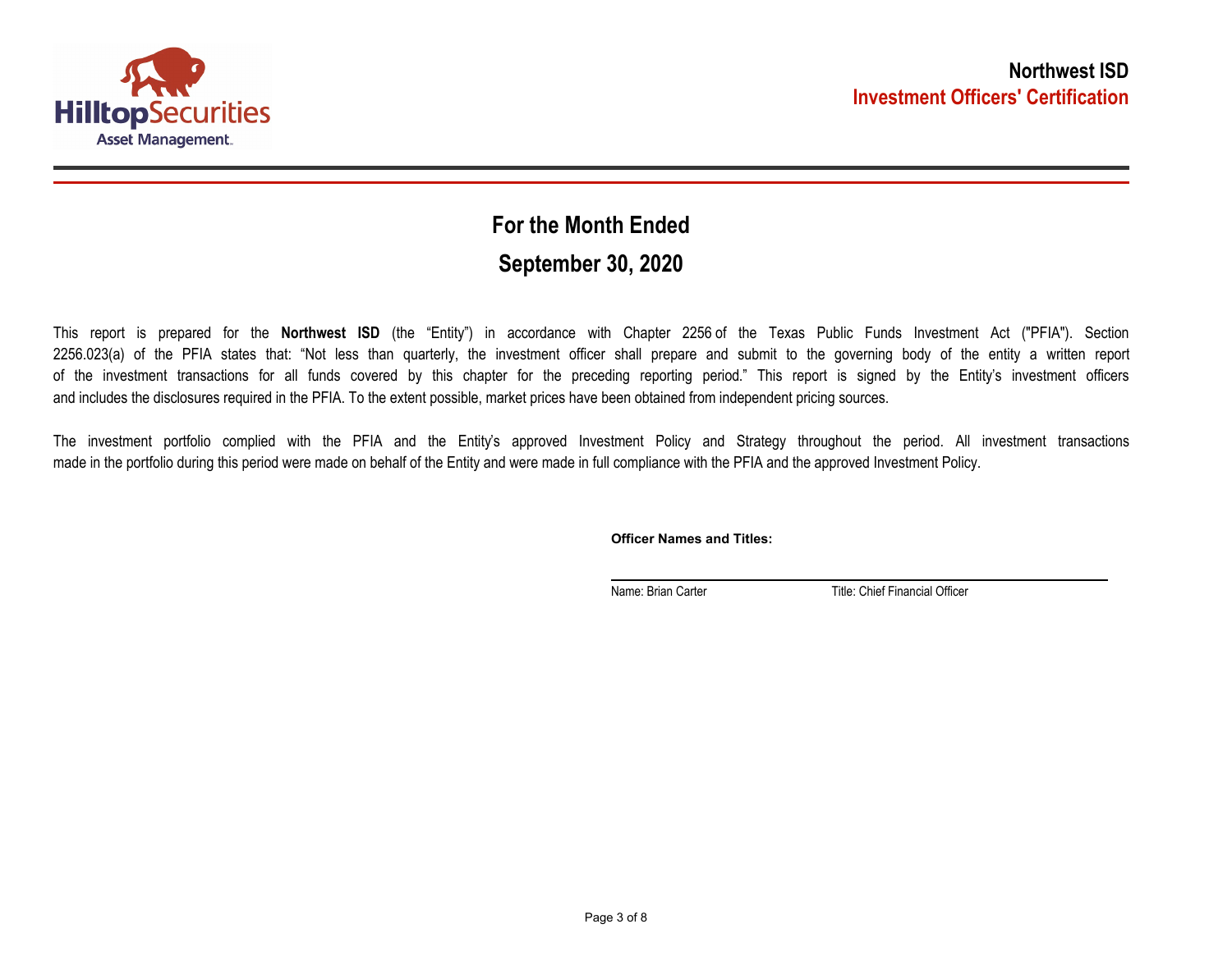**Northwest ISD**
**Investment Officers' Certification**

## For the Month Ended

## September 30, 2020

This report is prepared for the **Northwest ISD** (the "Entity") in accordance with Chapter 2256 of the Texas Public Funds Investment Act ("PFIA"). Section 2256.023(a) of the PFIA states that: "Not less than quarterly, the investment officer shall prepare and submit to the governing body of the entity a written report of the investment transactions for all funds covered by this chapter for the preceding reporting period." This report is signed by the Entity's investment officers and includes the disclosures required in the PFIA. To the extent possible, market prices have been obtained from independent pricing sources.

The investment portfolio complied with the PFIA and the Entity's approved Investment Policy and Strategy throughout the period. All investment transactions made in the portfolio during this period were made on behalf of the Entity and were made in full compliance with the PFIA and the approved Investment Policy.

**Officer Names and Titles:**

Name: Brian Carter  Title: Chief Financial Officer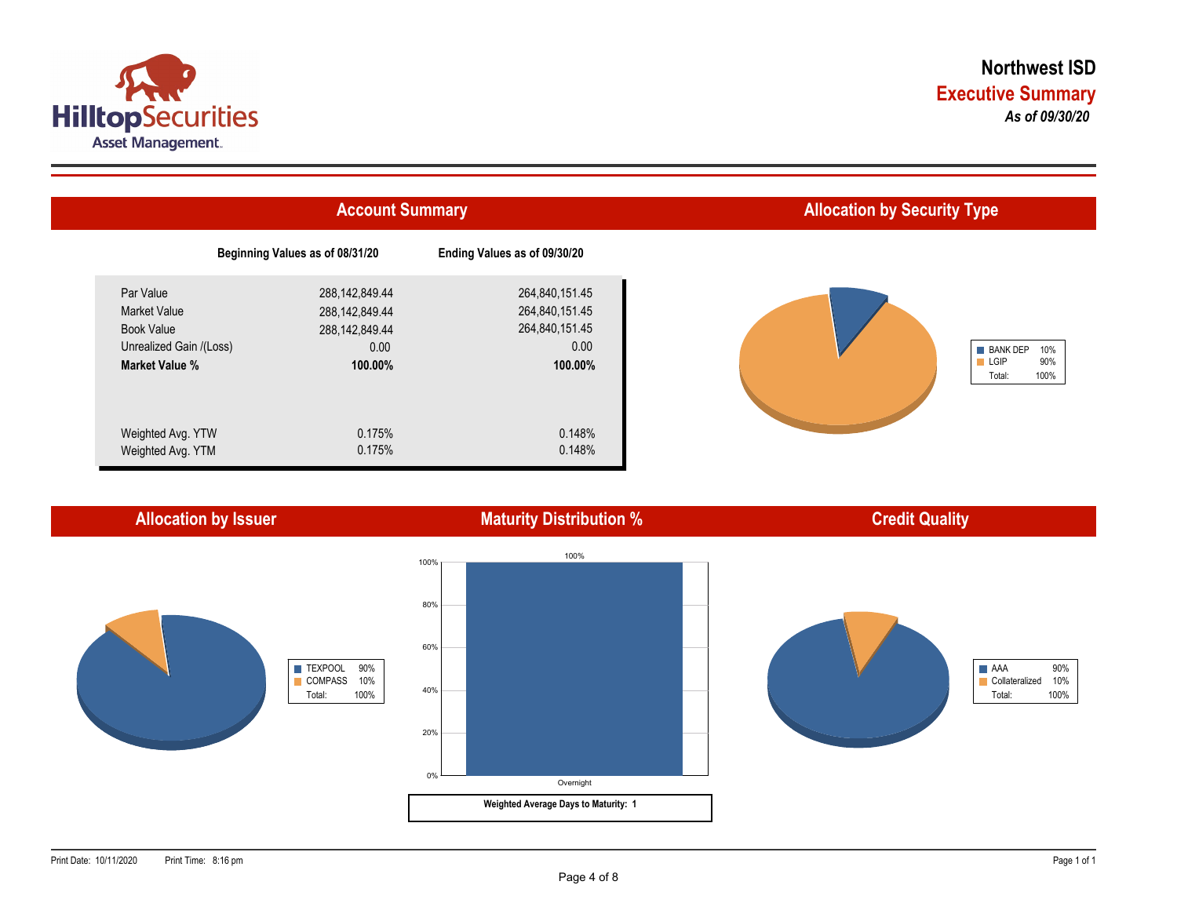# Northwest ISD

## Executive Summary

*As of 09/30/20*

### Account Summary

| | Beginning Values as of 08/31/20 | Ending Values as of 09/30/20 |
|---|---|---|
| Par Value | 288,142,849.44 | 264,840,151.45 |
| Market Value | 288,142,849.44 | 264,840,151.45 |
| Book Value | 288,142,849.44 | 264,840,151.45 |
| Unrealized Gain /(Loss) | 0.00 | 0.00 |
| **Market Value %** | **100.00%** | **100.00%** |
| Weighted Avg. YTW | 0.175% | 0.148% |
| Weighted Avg. YTM | 0.175% | 0.148% |

### Allocation by Security Type

| Type | % |
|---|---|
| BANK DEP | 10% |
| LGIP | 90% |
| Total: | 100% |

### Allocation by Issuer

| Issuer | % |
|---|---|
| TEXPOOL | 90% |
| COMPASS | 10% |
| Total: | 100% |

### Maturity Distribution %

| Maturity | % |
|---|---|
| Overnight | 100% |

**Weighted Average Days to Maturity: 1**

### Credit Quality

| Rating | % |
|---|---|
| AAA | 90% |
| Collateralized | 10% |
| Total: | 100% |

Print Date: 10/11/2020 Print Time: 8:16 pm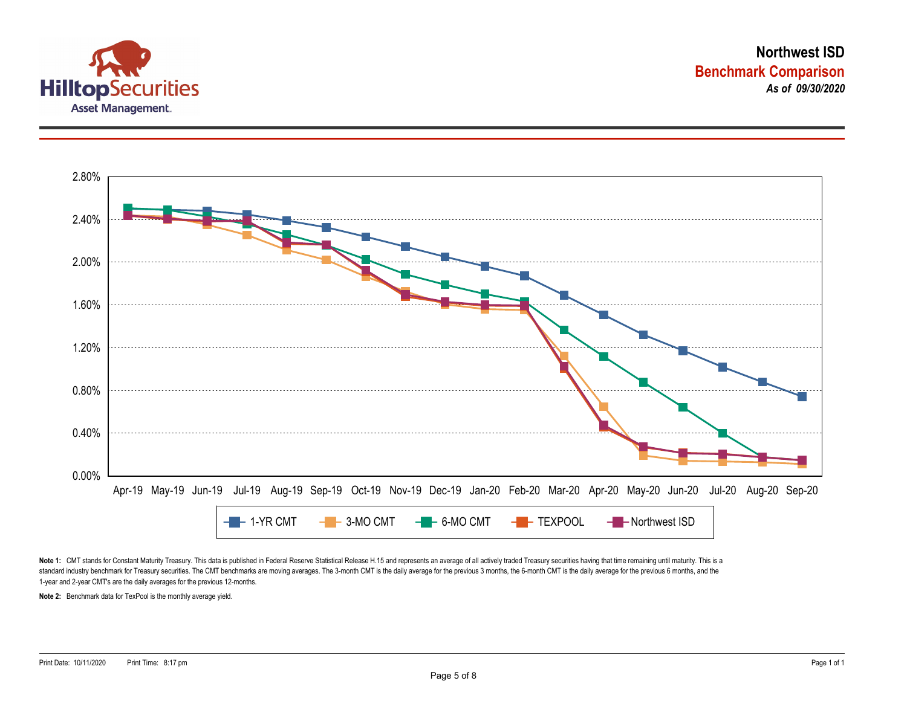**Northwest ISD**

**Benchmark Comparison**

***As of 09/30/2020***

**Note 1:** CMT stands for Constant Maturity Treasury. This data is published in Federal Reserve Statistical Release H.15 and represents an average of all actively traded Treasury securities having that time remaining until maturity. This is a standard industry benchmark for Treasury securities. The CMT benchmarks are moving averages. The 3-month CMT is the daily average for the previous 3 months, the 6-month CMT is the daily average for the previous 6 months, and the 1-year and 2-year CMT's are the daily averages for the previous 12-months.

**Note 2:** Benchmark data for TexPool is the monthly average yield.

Print Date: 10/11/2020 Print Time: 8:17 pm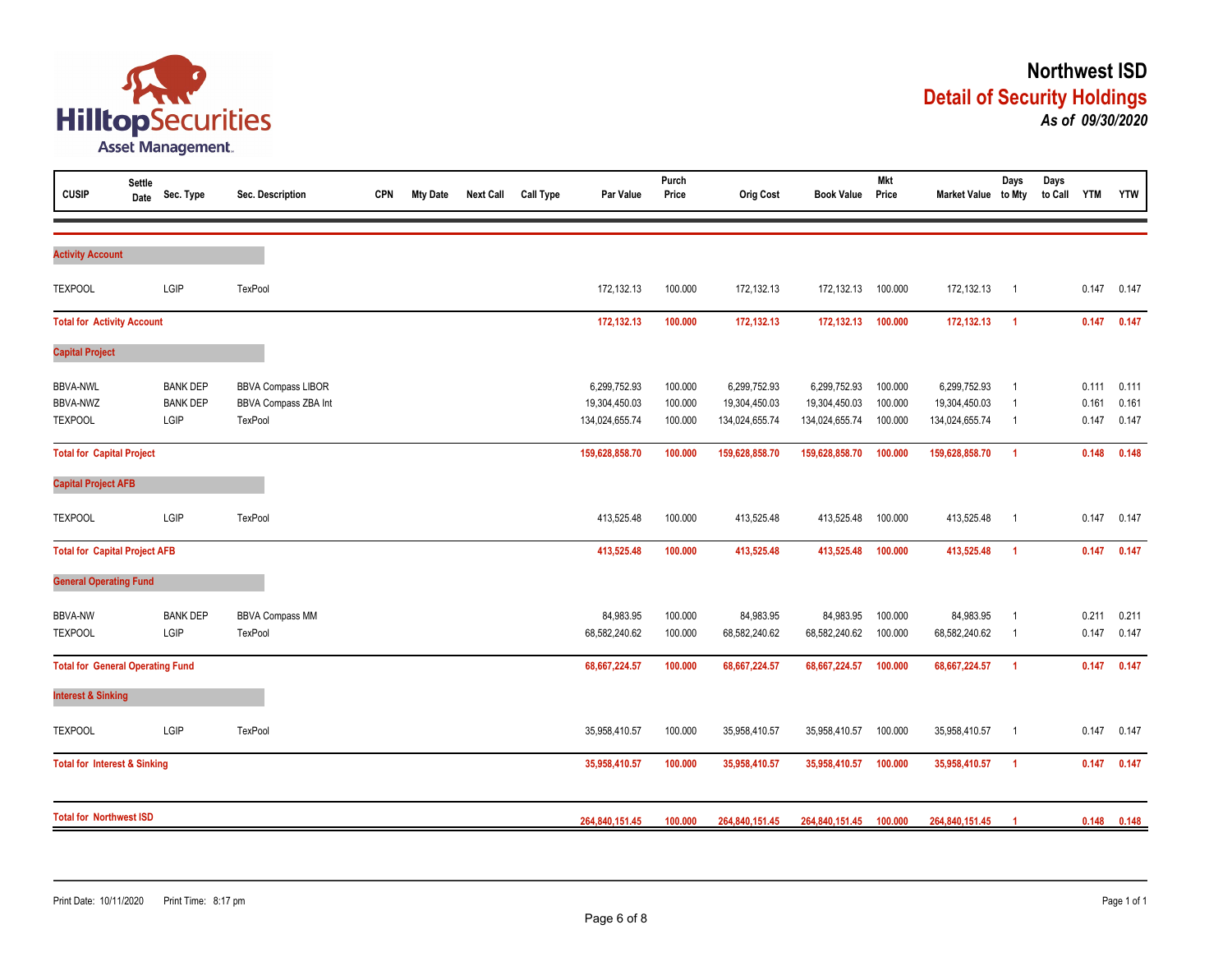# Northwest ISD

## Detail of Security Holdings

***As of 09/30/2020***

| CUSIP | Settle Date | Sec. Type | Sec. Description | CPN | Mty Date | Next Call | Call Type | Par Value | Purch Price | Orig Cost | Book Value | Mkt Price | Market Value | Days to Mty | Days to Call | YTM | YTW |
|---|---|---|---|---|---|---|---|---|---|---|---|---|---|---|---|---|---|
| **Activity Account** | | | | | | | | | | | | | | | | | |
| TEXPOOL | | LGIP | TexPool | | | | | 172,132.13 | 100.000 | 172,132.13 | 172,132.13 | 100.000 | 172,132.13 | 1 | | 0.147 | 0.147 |
| **Total for Activity Account** | | | | | | | | **172,132.13** | **100.000** | **172,132.13** | **172,132.13** | **100.000** | **172,132.13** | **1** | | **0.147** | **0.147** |
| **Capital Project** | | | | | | | | | | | | | | | | | |
| BBVA-NWL | | BANK DEP | BBVA Compass LIBOR | | | | | 6,299,752.93 | 100.000 | 6,299,752.93 | 6,299,752.93 | 100.000 | 6,299,752.93 | 1 | | 0.111 | 0.111 |
| BBVA-NWZ | | BANK DEP | BBVA Compass ZBA Int | | | | | 19,304,450.03 | 100.000 | 19,304,450.03 | 19,304,450.03 | 100.000 | 19,304,450.03 | 1 | | 0.161 | 0.161 |
| TEXPOOL | | LGIP | TexPool | | | | | 134,024,655.74 | 100.000 | 134,024,655.74 | 134,024,655.74 | 100.000 | 134,024,655.74 | 1 | | 0.147 | 0.147 |
| **Total for Capital Project** | | | | | | | | **159,628,858.70** | **100.000** | **159,628,858.70** | **159,628,858.70** | **100.000** | **159,628,858.70** | **1** | | **0.148** | **0.148** |
| **Capital Project AFB** | | | | | | | | | | | | | | | | | |
| TEXPOOL | | LGIP | TexPool | | | | | 413,525.48 | 100.000 | 413,525.48 | 413,525.48 | 100.000 | 413,525.48 | 1 | | 0.147 | 0.147 |
| **Total for Capital Project AFB** | | | | | | | | **413,525.48** | **100.000** | **413,525.48** | **413,525.48** | **100.000** | **413,525.48** | **1** | | **0.147** | **0.147** |
| **General Operating Fund** | | | | | | | | | | | | | | | | | |
| BBVA-NW | | BANK DEP | BBVA Compass MM | | | | | 84,983.95 | 100.000 | 84,983.95 | 84,983.95 | 100.000 | 84,983.95 | 1 | | 0.211 | 0.211 |
| TEXPOOL | | LGIP | TexPool | | | | | 68,582,240.62 | 100.000 | 68,582,240.62 | 68,582,240.62 | 100.000 | 68,582,240.62 | 1 | | 0.147 | 0.147 |
| **Total for General Operating Fund** | | | | | | | | **68,667,224.57** | **100.000** | **68,667,224.57** | **68,667,224.57** | **100.000** | **68,667,224.57** | **1** | | **0.147** | **0.147** |
| **Interest & Sinking** | | | | | | | | | | | | | | | | | |
| TEXPOOL | | LGIP | TexPool | | | | | 35,958,410.57 | 100.000 | 35,958,410.57 | 35,958,410.57 | 100.000 | 35,958,410.57 | 1 | | 0.147 | 0.147 |
| **Total for Interest & Sinking** | | | | | | | | **35,958,410.57** | **100.000** | **35,958,410.57** | **35,958,410.57** | **100.000** | **35,958,410.57** | **1** | | **0.147** | **0.147** |
| **Total for Northwest ISD** | | | | | | | | **264,840,151.45** | **100.000** | **264,840,151.45** | **264,840,151.45** | **100.000** | **264,840,151.45** | **1** | | **0.148** | **0.148** |

Print Date: 10/11/2020 Print Time: 8:17 pm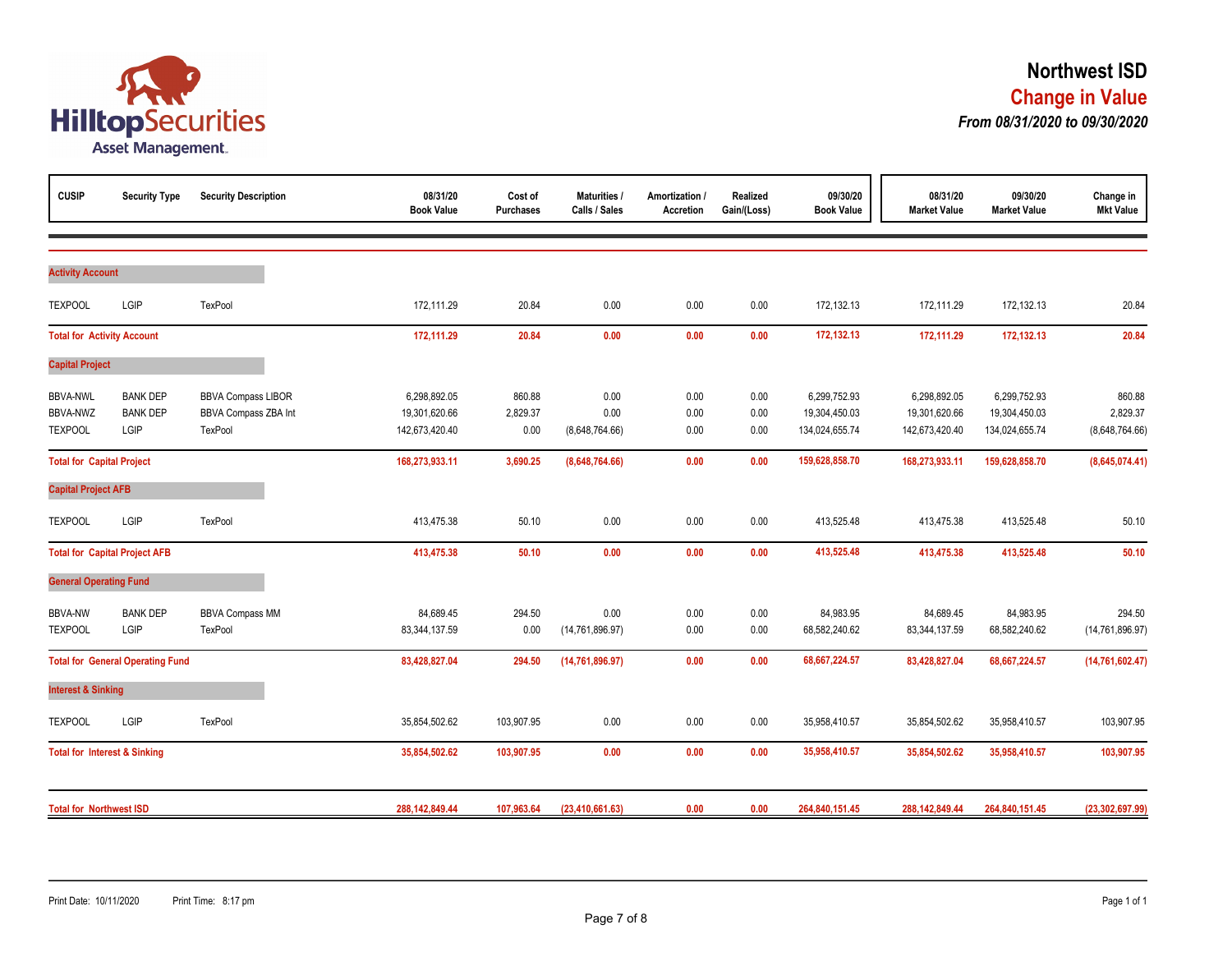# Northwest ISD

## Change in Value

### *From 08/31/2020 to 09/30/2020*

| CUSIP | Security Type | Security Description | 08/31/20 Book Value | Cost of Purchases | Maturities / Calls / Sales | Amortization / Accretion | Realized Gain/(Loss) | 09/30/20 Book Value | 08/31/20 Market Value | 09/30/20 Market Value | Change in Mkt Value |
|---|---|---|---|---|---|---|---|---|---|---|---|
| **Activity Account** | | | | | | | | | | | |
| TEXPOOL | LGIP | TexPool | 172,111.29 | 20.84 | 0.00 | 0.00 | 0.00 | 172,132.13 | 172,111.29 | 172,132.13 | 20.84 |
| **Total for Activity Account** | | | **172,111.29** | **20.84** | **0.00** | **0.00** | **0.00** | **172,132.13** | **172,111.29** | **172,132.13** | **20.84** |
| **Capital Project** | | | | | | | | | | | |
| BBVA-NWL | BANK DEP | BBVA Compass LIBOR | 6,298,892.05 | 860.88 | 0.00 | 0.00 | 0.00 | 6,299,752.93 | 6,298,892.05 | 6,299,752.93 | 860.88 |
| BBVA-NWZ | BANK DEP | BBVA Compass ZBA Int | 19,301,620.66 | 2,829.37 | 0.00 | 0.00 | 0.00 | 19,304,450.03 | 19,301,620.66 | 19,304,450.03 | 2,829.37 |
| TEXPOOL | LGIP | TexPool | 142,673,420.40 | 0.00 | (8,648,764.66) | 0.00 | 0.00 | 134,024,655.74 | 142,673,420.40 | 134,024,655.74 | (8,648,764.66) |
| **Total for Capital Project** | | | **168,273,933.11** | **3,690.25** | **(8,648,764.66)** | **0.00** | **0.00** | **159,628,858.70** | **168,273,933.11** | **159,628,858.70** | **(8,645,074.41)** |
| **Capital Project AFB** | | | | | | | | | | | |
| TEXPOOL | LGIP | TexPool | 413,475.38 | 50.10 | 0.00 | 0.00 | 0.00 | 413,525.48 | 413,475.38 | 413,525.48 | 50.10 |
| **Total for Capital Project AFB** | | | **413,475.38** | **50.10** | **0.00** | **0.00** | **0.00** | **413,525.48** | **413,475.38** | **413,525.48** | **50.10** |
| **General Operating Fund** | | | | | | | | | | | |
| BBVA-NW | BANK DEP | BBVA Compass MM | 84,689.45 | 294.50 | 0.00 | 0.00 | 0.00 | 84,983.95 | 84,689.45 | 84,983.95 | 294.50 |
| TEXPOOL | LGIP | TexPool | 83,344,137.59 | 0.00 | (14,761,896.97) | 0.00 | 0.00 | 68,582,240.62 | 83,344,137.59 | 68,582,240.62 | (14,761,896.97) |
| **Total for General Operating Fund** | | | **83,428,827.04** | **294.50** | **(14,761,896.97)** | **0.00** | **0.00** | **68,667,224.57** | **83,428,827.04** | **68,667,224.57** | **(14,761,602.47)** |
| **Interest & Sinking** | | | | | | | | | | | |
| TEXPOOL | LGIP | TexPool | 35,854,502.62 | 103,907.95 | 0.00 | 0.00 | 0.00 | 35,958,410.57 | 35,854,502.62 | 35,958,410.57 | 103,907.95 |
| **Total for Interest & Sinking** | | | **35,854,502.62** | **103,907.95** | **0.00** | **0.00** | **0.00** | **35,958,410.57** | **35,854,502.62** | **35,958,410.57** | **103,907.95** |
| **Total for Northwest ISD** | | | **288,142,849.44** | **107,963.64** | **(23,410,661.63)** | **0.00** | **0.00** | **264,840,151.45** | **288,142,849.44** | **264,840,151.45** | **(23,302,697.99)** |

Print Date: 10/11/2020 Print Time: 8:17 pm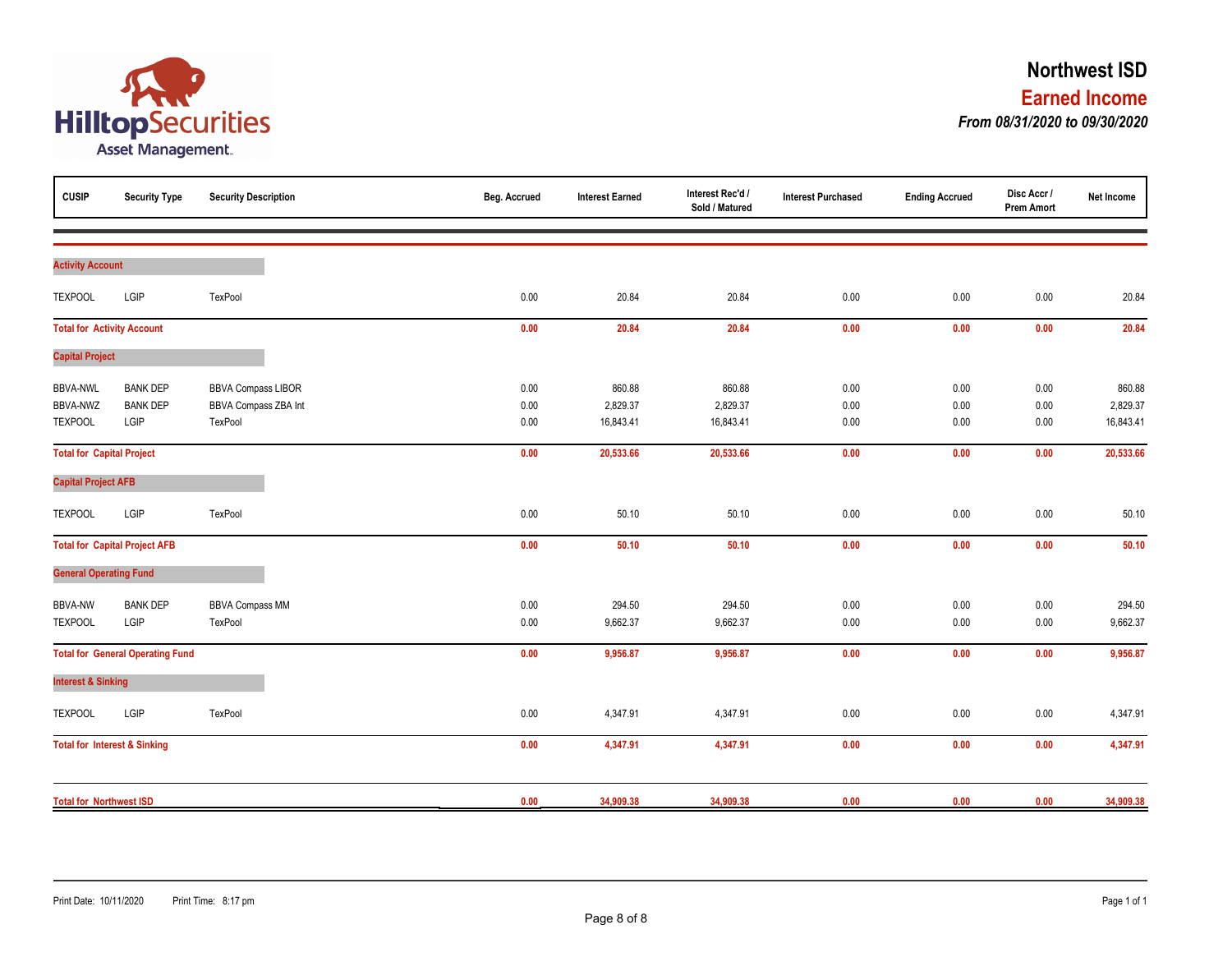Hilltop Securities Asset Management

# Northwest ISD

## Earned Income

***From 08/31/2020 to 09/30/2020***

| CUSIP | Security Type | Security Description | Beg. Accrued | Interest Earned | Interest Rec'd / Sold / Matured | Interest Purchased | Ending Accrued | Disc Accr / Prem Amort | Net Income |
|---|---|---|---|---|---|---|---|---|---|
| **Activity Account** | | | | | | | | | |
| TEXPOOL | LGIP | TexPool | 0.00 | 20.84 | 20.84 | 0.00 | 0.00 | 0.00 | 20.84 |
| **Total for Activity Account** | | | **0.00** | **20.84** | **20.84** | **0.00** | **0.00** | **0.00** | **20.84** |
| **Capital Project** | | | | | | | | | |
| BBVA-NWL | BANK DEP | BBVA Compass LIBOR | 0.00 | 860.88 | 860.88 | 0.00 | 0.00 | 0.00 | 860.88 |
| BBVA-NWZ | BANK DEP | BBVA Compass ZBA Int | 0.00 | 2,829.37 | 2,829.37 | 0.00 | 0.00 | 0.00 | 2,829.37 |
| TEXPOOL | LGIP | TexPool | 0.00 | 16,843.41 | 16,843.41 | 0.00 | 0.00 | 0.00 | 16,843.41 |
| **Total for Capital Project** | | | **0.00** | **20,533.66** | **20,533.66** | **0.00** | **0.00** | **0.00** | **20,533.66** |
| **Capital Project AFB** | | | | | | | | | |
| TEXPOOL | LGIP | TexPool | 0.00 | 50.10 | 50.10 | 0.00 | 0.00 | 0.00 | 50.10 |
| **Total for Capital Project AFB** | | | **0.00** | **50.10** | **50.10** | **0.00** | **0.00** | **0.00** | **50.10** |
| **General Operating Fund** | | | | | | | | | |
| BBVA-NW | BANK DEP | BBVA Compass MM | 0.00 | 294.50 | 294.50 | 0.00 | 0.00 | 0.00 | 294.50 |
| TEXPOOL | LGIP | TexPool | 0.00 | 9,662.37 | 9,662.37 | 0.00 | 0.00 | 0.00 | 9,662.37 |
| **Total for General Operating Fund** | | | **0.00** | **9,956.87** | **9,956.87** | **0.00** | **0.00** | **0.00** | **9,956.87** |
| **Interest & Sinking** | | | | | | | | | |
| TEXPOOL | LGIP | TexPool | 0.00 | 4,347.91 | 4,347.91 | 0.00 | 0.00 | 0.00 | 4,347.91 |
| **Total for Interest & Sinking** | | | **0.00** | **4,347.91** | **4,347.91** | **0.00** | **0.00** | **0.00** | **4,347.91** |
| **Total for Northwest ISD** | | | **0.00** | **34,909.38** | **34,909.38** | **0.00** | **0.00** | **0.00** | **34,909.38** |

Print Date: 10/11/2020 Print Time: 8:17 pm